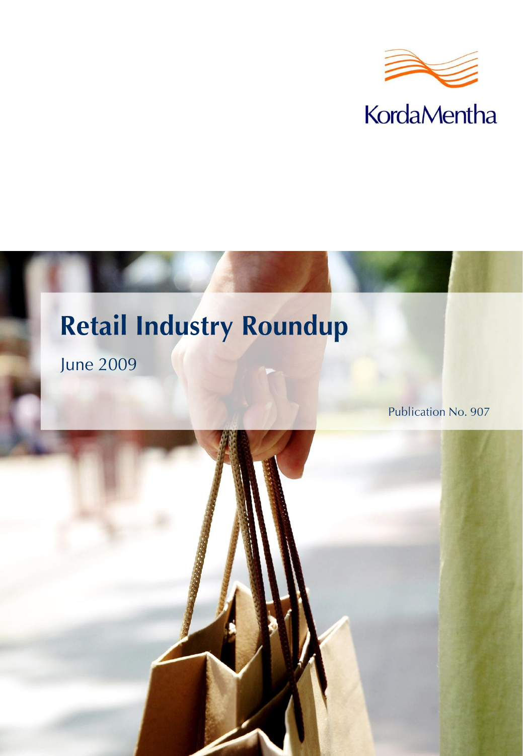KordaMentha

# Retail Industry Roundup

June 2009

Publication No. 907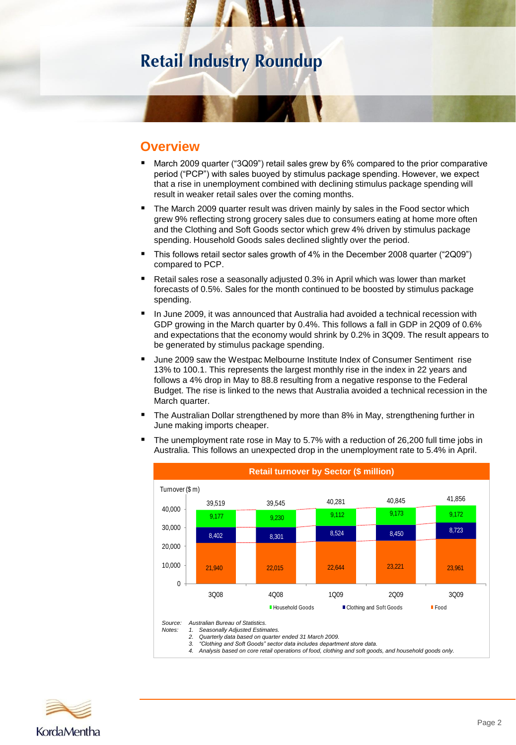# Retail Industry Roundup

## Overview

- March 2009 quarter ("3Q09") retail sales grew by 6% compared to the prior comparative period ("PCP") with sales buoyed by stimulus package spending. However, we expect that a rise in unemployment combined with declining stimulus package spending will result in weaker retail sales over the coming months.
- The March 2009 quarter result was driven mainly by sales in the Food sector which grew 9% reflecting strong grocery sales due to consumers eating at home more often and the Clothing and Soft Goods sector which grew 4% driven by stimulus package spending. Household Goods sales declined slightly over the period.
- This follows retail sector sales growth of 4% in the December 2008 quarter ("2Q09") compared to PCP.
- Retail sales rose a seasonally adjusted 0.3% in April which was lower than market forecasts of 0.5%. Sales for the month continued to be boosted by stimulus package spending.
- In June 2009, it was announced that Australia had avoided a technical recession with GDP growing in the March quarter by 0.4%. This follows a fall in GDP in 2Q09 of 0.6% and expectations that the economy would shrink by 0.2% in 3Q09. The result appears to be generated by stimulus package spending.
- June 2009 saw the Westpac Melbourne Institute Index of Consumer Sentiment rise 13% to 100.1. This represents the largest monthly rise in the index in 22 years and follows a 4% drop in May to 88.8 resulting from a negative response to the Federal Budget. The rise is linked to the news that Australia avoided a technical recession in the March quarter.
- The Australian Dollar strengthened by more than 8% in May, strengthening further in June making imports cheaper.
- The unemployment rate rose in May to 5.7% with a reduction of 26,200 full time jobs in Australia. This follows an unexpected drop in the unemployment rate to 5.4% in April.

**Retail turnover by Sector ($ million)**

| Turnover ($ m) | 3Q08 | 4Q08 | 1Q09 | 2Q09 | 3Q09 |
|---|---|---|---|---|---|
| Household Goods | 9,177 | 9,230 | 9,112 | 9,173 | 9,172 |
| Clothing and Soft Goods | 8,402 | 8,301 | 8,524 | 8,450 | 8,723 |
| Food | 21,940 | 22,015 | 22,644 | 23,221 | 23,961 |
| Total | 39,519 | 39,545 | 40,281 | 40,845 | 41,856 |

*Source: Australian Bureau of Statistics.*
*Notes:*
1. *Seasonally Adjusted Estimates.*
2. *Quarterly data based on quarter ended 31 March 2009.*
3. *"Clothing and Soft Goods" sector data includes department store data.*
4. *Analysis based on core retail operations of food, clothing and soft goods, and household goods only.*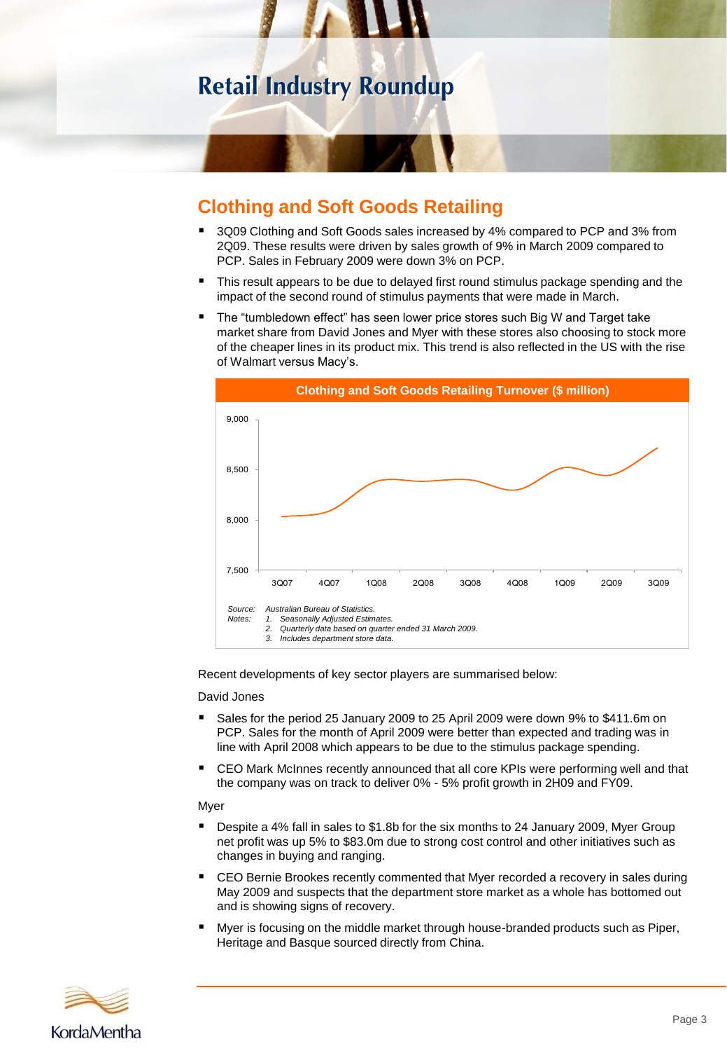# Retail Industry Roundup

## Clothing and Soft Goods Retailing

- 3Q09 Clothing and Soft Goods sales increased by 4% compared to PCP and 3% from 2Q09. These results were driven by sales growth of 9% in March 2009 compared to PCP. Sales in February 2009 were down 3% on PCP.
- This result appears to be due to delayed first round stimulus package spending and the impact of the second round of stimulus payments that were made in March.
- The "tumbledown effect" has seen lower price stores such Big W and Target take market share from David Jones and Myer with these stores also choosing to stock more of the cheaper lines in its product mix. This trend is also reflected in the US with the rise of Walmart versus Macy's.

**Clothing and Soft Goods Retailing Turnover ($ million)**

*Source: Australian Bureau of Statistics.*
*Notes: 1. Seasonally Adjusted Estimates.*
*2. Quarterly data based on quarter ended 31 March 2009.*
*3. Includes department store data.*

Recent developments of key sector players are summarised below:

David Jones

- Sales for the period 25 January 2009 to 25 April 2009 were down 9% to $411.6m on PCP. Sales for the month of April 2009 were better than expected and trading was in line with April 2008 which appears to be due to the stimulus package spending.
- CEO Mark McInnes recently announced that all core KPIs were performing well and that the company was on track to deliver 0% - 5% profit growth in 2H09 and FY09.

Myer

- Despite a 4% fall in sales to $1.8b for the six months to 24 January 2009, Myer Group net profit was up 5% to $83.0m due to strong cost control and other initiatives such as changes in buying and ranging.
- CEO Bernie Brookes recently commented that Myer recorded a recovery in sales during May 2009 and suspects that the department store market as a whole has bottomed out and is showing signs of recovery.
- Myer is focusing on the middle market through house-branded products such as Piper, Heritage and Basque sourced directly from China.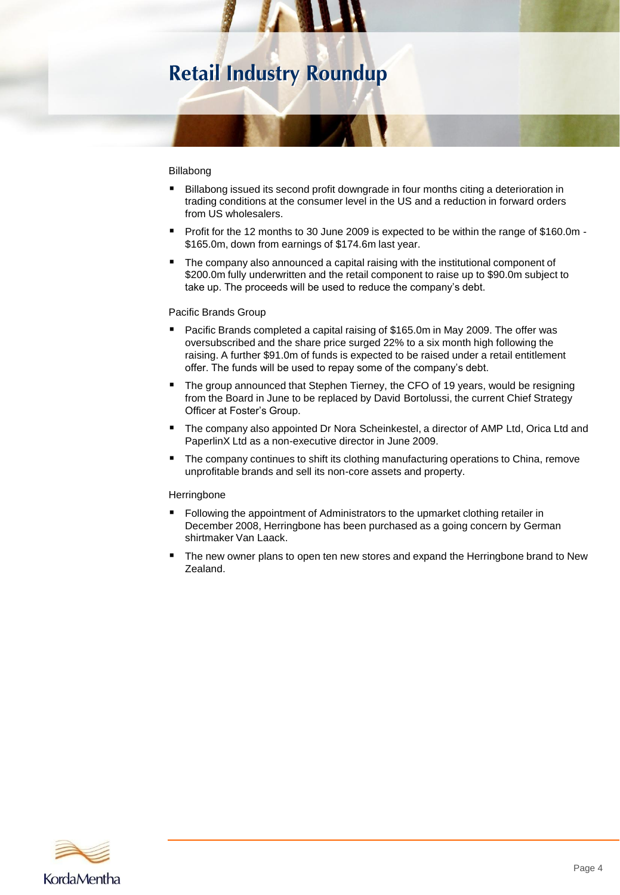# Retail Industry Roundup

Billabong

- Billabong issued its second profit downgrade in four months citing a deterioration in trading conditions at the consumer level in the US and a reduction in forward orders from US wholesalers.
- Profit for the 12 months to 30 June 2009 is expected to be within the range of $160.0m - $165.0m, down from earnings of $174.6m last year.
- The company also announced a capital raising with the institutional component of $200.0m fully underwritten and the retail component to raise up to $90.0m subject to take up. The proceeds will be used to reduce the company's debt.

Pacific Brands Group

- Pacific Brands completed a capital raising of $165.0m in May 2009. The offer was oversubscribed and the share price surged 22% to a six month high following the raising. A further $91.0m of funds is expected to be raised under a retail entitlement offer. The funds will be used to repay some of the company's debt.
- The group announced that Stephen Tierney, the CFO of 19 years, would be resigning from the Board in June to be replaced by David Bortolussi, the current Chief Strategy Officer at Foster's Group.
- The company also appointed Dr Nora Scheinkestel, a director of AMP Ltd, Orica Ltd and PaperlinX Ltd as a non-executive director in June 2009.
- The company continues to shift its clothing manufacturing operations to China, remove unprofitable brands and sell its non-core assets and property.

Herringbone

- Following the appointment of Administrators to the upmarket clothing retailer in December 2008, Herringbone has been purchased as a going concern by German shirtmaker Van Laack.
- The new owner plans to open ten new stores and expand the Herringbone brand to New Zealand.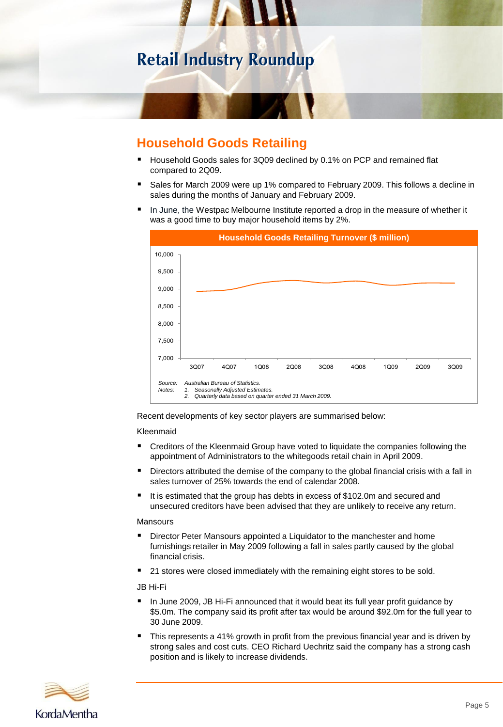# Retail Industry Roundup

## Household Goods Retailing

- Household Goods sales for 3Q09 declined by 0.1% on PCP and remained flat compared to 2Q09.
- Sales for March 2009 were up 1% compared to February 2009. This follows a decline in sales during the months of January and February 2009.
- In June, the Westpac Melbourne Institute reported a drop in the measure of whether it was a good time to buy major household items by 2%.

**Household Goods Retailing Turnover ($ million)**

*Source: Australian Bureau of Statistics.*
*Notes: 1. Seasonally Adjusted Estimates.*
*2. Quarterly data based on quarter ended 31 March 2009.*

Recent developments of key sector players are summarised below:

Kleenmaid

- Creditors of the Kleenmaid Group have voted to liquidate the companies following the appointment of Administrators to the whitegoods retail chain in April 2009.
- Directors attributed the demise of the company to the global financial crisis with a fall in sales turnover of 25% towards the end of calendar 2008.
- It is estimated that the group has debts in excess of $102.0m and secured and unsecured creditors have been advised that they are unlikely to receive any return.

Mansours

- Director Peter Mansours appointed a Liquidator to the manchester and home furnishings retailer in May 2009 following a fall in sales partly caused by the global financial crisis.
- 21 stores were closed immediately with the remaining eight stores to be sold.

JB Hi-Fi

- In June 2009, JB Hi-Fi announced that it would beat its full year profit guidance by $5.0m. The company said its profit after tax would be around $92.0m for the full year to 30 June 2009.
- This represents a 41% growth in profit from the previous financial year and is driven by strong sales and cost cuts. CEO Richard Uechritz said the company has a strong cash position and is likely to increase dividends.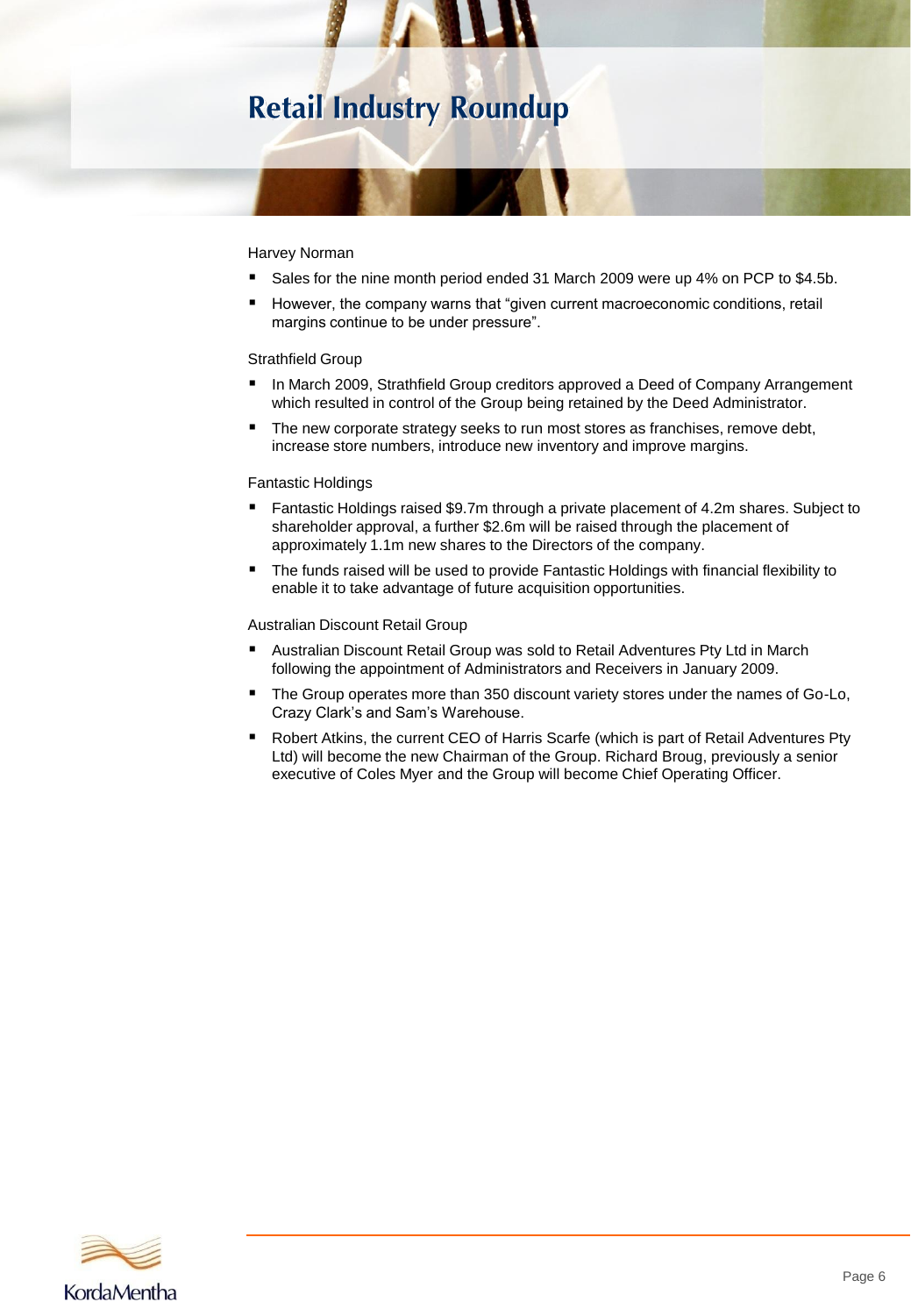# Retail Industry Roundup

Harvey Norman

- Sales for the nine month period ended 31 March 2009 were up 4% on PCP to $4.5b.
- However, the company warns that "given current macroeconomic conditions, retail margins continue to be under pressure".

Strathfield Group

- In March 2009, Strathfield Group creditors approved a Deed of Company Arrangement which resulted in control of the Group being retained by the Deed Administrator.
- The new corporate strategy seeks to run most stores as franchises, remove debt, increase store numbers, introduce new inventory and improve margins.

Fantastic Holdings

- Fantastic Holdings raised $9.7m through a private placement of 4.2m shares. Subject to shareholder approval, a further $2.6m will be raised through the placement of approximately 1.1m new shares to the Directors of the company.
- The funds raised will be used to provide Fantastic Holdings with financial flexibility to enable it to take advantage of future acquisition opportunities.

Australian Discount Retail Group

- Australian Discount Retail Group was sold to Retail Adventures Pty Ltd in March following the appointment of Administrators and Receivers in January 2009.
- The Group operates more than 350 discount variety stores under the names of Go-Lo, Crazy Clark's and Sam's Warehouse.
- Robert Atkins, the current CEO of Harris Scarfe (which is part of Retail Adventures Pty Ltd) will become the new Chairman of the Group. Richard Broug, previously a senior executive of Coles Myer and the Group will become Chief Operating Officer.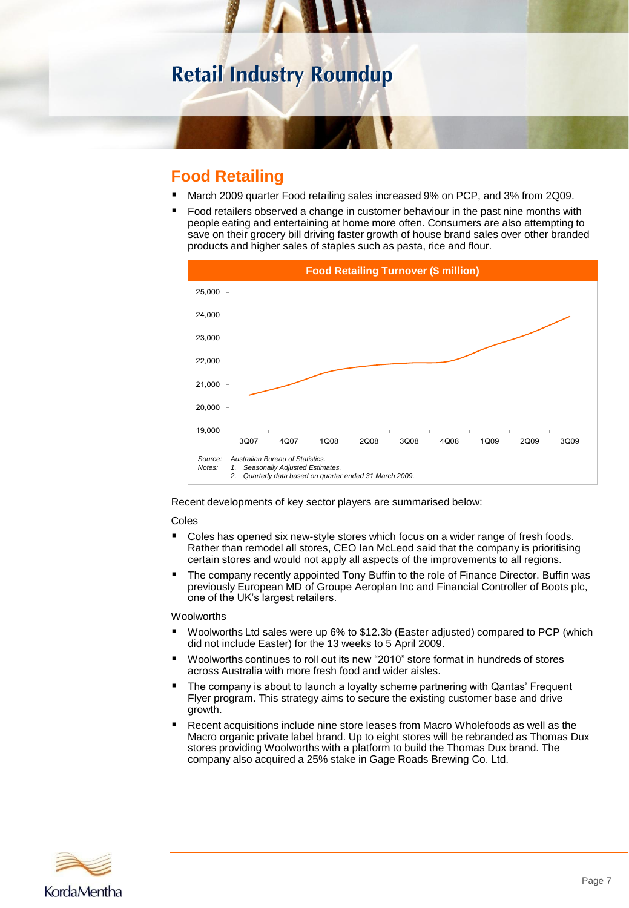# Retail Industry Roundup

## Food Retailing

- March 2009 quarter Food retailing sales increased 9% on PCP, and 3% from 2Q09.
- Food retailers observed a change in customer behaviour in the past nine months with people eating and entertaining at home more often. Consumers are also attempting to save on their grocery bill driving faster growth of house brand sales over other branded products and higher sales of staples such as pasta, rice and flour.

**Food Retailing Turnover ($ million)**

*Source: Australian Bureau of Statistics.*
*Notes: 1. Seasonally Adjusted Estimates.*
*2. Quarterly data based on quarter ended 31 March 2009.*

Recent developments of key sector players are summarised below:

Coles

- Coles has opened six new-style stores which focus on a wider range of fresh foods. Rather than remodel all stores, CEO Ian McLeod said that the company is prioritising certain stores and would not apply all aspects of the improvements to all regions.
- The company recently appointed Tony Buffin to the role of Finance Director. Buffin was previously European MD of Groupe Aeroplan Inc and Financial Controller of Boots plc, one of the UK's largest retailers.

Woolworths

- Woolworths Ltd sales were up 6% to $12.3b (Easter adjusted) compared to PCP (which did not include Easter) for the 13 weeks to 5 April 2009.
- Woolworths continues to roll out its new "2010" store format in hundreds of stores across Australia with more fresh food and wider aisles.
- The company is about to launch a loyalty scheme partnering with Qantas' Frequent Flyer program. This strategy aims to secure the existing customer base and drive growth.
- Recent acquisitions include nine store leases from Macro Wholefoods as well as the Macro organic private label brand. Up to eight stores will be rebranded as Thomas Dux stores providing Woolworths with a platform to build the Thomas Dux brand. The company also acquired a 25% stake in Gage Roads Brewing Co. Ltd.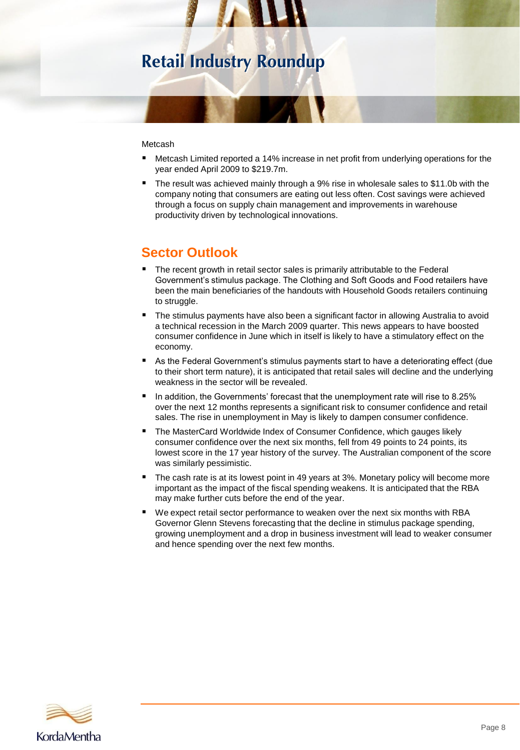# Retail Industry Roundup

Metcash

- Metcash Limited reported a 14% increase in net profit from underlying operations for the year ended April 2009 to $219.7m.
- The result was achieved mainly through a 9% rise in wholesale sales to $11.0b with the company noting that consumers are eating out less often. Cost savings were achieved through a focus on supply chain management and improvements in warehouse productivity driven by technological innovations.

## Sector Outlook

- The recent growth in retail sector sales is primarily attributable to the Federal Government's stimulus package. The Clothing and Soft Goods and Food retailers have been the main beneficiaries of the handouts with Household Goods retailers continuing to struggle.
- The stimulus payments have also been a significant factor in allowing Australia to avoid a technical recession in the March 2009 quarter. This news appears to have boosted consumer confidence in June which in itself is likely to have a stimulatory effect on the economy.
- As the Federal Government's stimulus payments start to have a deteriorating effect (due to their short term nature), it is anticipated that retail sales will decline and the underlying weakness in the sector will be revealed.
- In addition, the Governments' forecast that the unemployment rate will rise to 8.25% over the next 12 months represents a significant risk to consumer confidence and retail sales. The rise in unemployment in May is likely to dampen consumer confidence.
- The MasterCard Worldwide Index of Consumer Confidence, which gauges likely consumer confidence over the next six months, fell from 49 points to 24 points, its lowest score in the 17 year history of the survey. The Australian component of the score was similarly pessimistic.
- The cash rate is at its lowest point in 49 years at 3%. Monetary policy will become more important as the impact of the fiscal spending weakens. It is anticipated that the RBA may make further cuts before the end of the year.
- We expect retail sector performance to weaken over the next six months with RBA Governor Glenn Stevens forecasting that the decline in stimulus package spending, growing unemployment and a drop in business investment will lead to weaker consumer and hence spending over the next few months.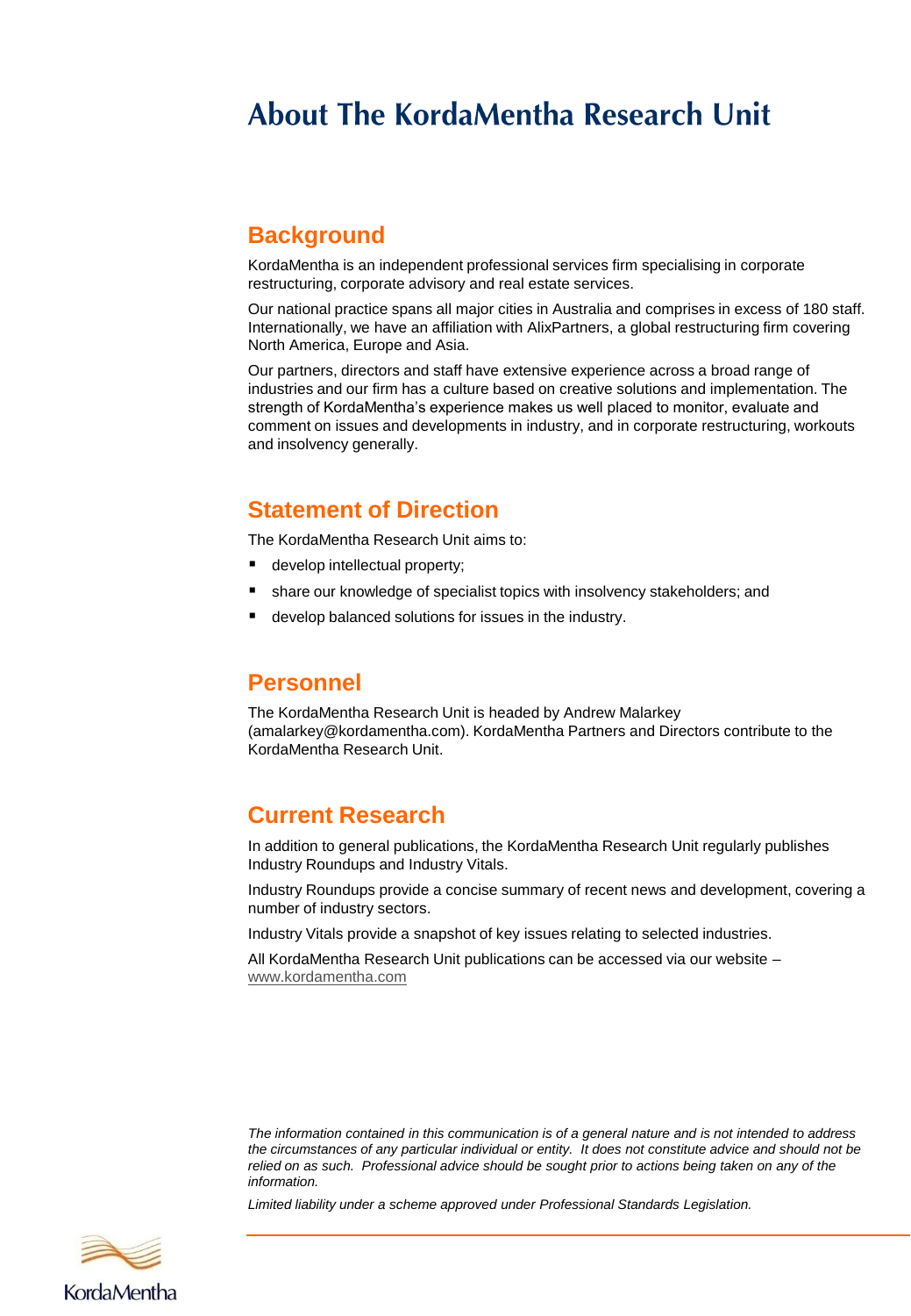# About The KordaMentha Research Unit

## Background

KordaMentha is an independent professional services firm specialising in corporate restructuring, corporate advisory and real estate services.

Our national practice spans all major cities in Australia and comprises in excess of 180 staff. Internationally, we have an affiliation with AlixPartners, a global restructuring firm covering North America, Europe and Asia.

Our partners, directors and staff have extensive experience across a broad range of industries and our firm has a culture based on creative solutions and implementation. The strength of KordaMentha's experience makes us well placed to monitor, evaluate and comment on issues and developments in industry, and in corporate restructuring, workouts and insolvency generally.

## Statement of Direction

The KordaMentha Research Unit aims to:

- develop intellectual property;
- share our knowledge of specialist topics with insolvency stakeholders; and
- develop balanced solutions for issues in the industry.

## Personnel

The KordaMentha Research Unit is headed by Andrew Malarkey (amalarkey@kordamentha.com). KordaMentha Partners and Directors contribute to the KordaMentha Research Unit.

## Current Research

In addition to general publications, the KordaMentha Research Unit regularly publishes Industry Roundups and Industry Vitals.

Industry Roundups provide a concise summary of recent news and development, covering a number of industry sectors.

Industry Vitals provide a snapshot of key issues relating to selected industries.

All KordaMentha Research Unit publications can be accessed via our website – www.kordamentha.com

*The information contained in this communication is of a general nature and is not intended to address the circumstances of any particular individual or entity. It does not constitute advice and should not be relied on as such. Professional advice should be sought prior to actions being taken on any of the information.*

*Limited liability under a scheme approved under Professional Standards Legislation.*

KordaMentha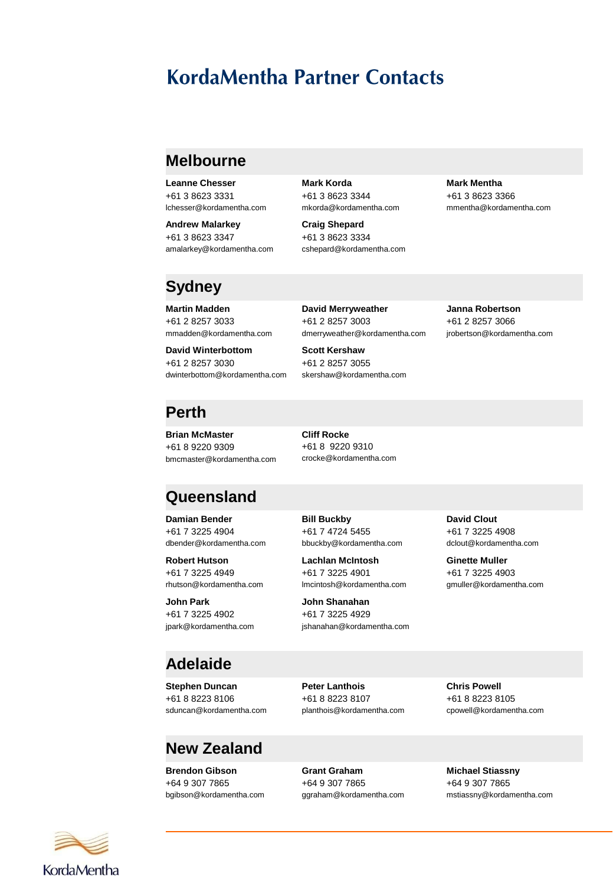# KordaMentha Partner Contacts

## Melbourne

**Leanne Chesser**
+61 3 8623 3331
lchesser@kordamentha.com

**Mark Korda**
+61 3 8623 3344
mkorda@kordamentha.com

**Mark Mentha**
+61 3 8623 3366
mmentha@kordamentha.com

**Andrew Malarkey**
+61 3 8623 3347
amalarkey@kordamentha.com

**Craig Shepard**
+61 3 8623 3334
cshepard@kordamentha.com

## Sydney

**Martin Madden**
+61 2 8257 3033
mmadden@kordamentha.com

**David Merryweather**
+61 2 8257 3003
dmerryweather@kordamentha.com

**Janna Robertson**
+61 2 8257 3066
jrobertson@kordamentha.com

**David Winterbottom**
+61 2 8257 3030
dwinterbottom@kordamentha.com

**Scott Kershaw**
+61 2 8257 3055
skershaw@kordamentha.com

## Perth

**Brian McMaster**
+61 8 9220 9309
bmcmaster@kordamentha.com

**Cliff Rocke**
+61 8 9220 9310
crocke@kordamentha.com

## Queensland

**Damian Bender**
+61 7 3225 4904
dbender@kordamentha.com

**Bill Buckby**
+61 7 4724 5455
bbuckby@kordamentha.com

**David Clout**
+61 7 3225 4908
dclout@kordamentha.com

**Robert Hutson**
+61 7 3225 4949
rhutson@kordamentha.com

**Lachlan McIntosh**
+61 7 3225 4901
lmcintosh@kordamentha.com

**Ginette Muller**
+61 7 3225 4903
gmuller@kordamentha.com

**John Park**
+61 7 3225 4902
jpark@kordamentha.com

**John Shanahan**
+61 7 3225 4929
jshanahan@kordamentha.com

## Adelaide

**Stephen Duncan**
+61 8 8223 8106
sduncan@kordamentha.com

**Peter Lanthois**
+61 8 8223 8107
planthois@kordamentha.com

**Chris Powell**
+61 8 8223 8105
cpowell@kordamentha.com

## New Zealand

**Brendon Gibson**
+64 9 307 7865
bgibson@kordamentha.com

**Grant Graham**
+64 9 307 7865
ggraham@kordamentha.com

**Michael Stiassny**
+64 9 307 7865
mstiassny@kordamentha.com

KordaMentha